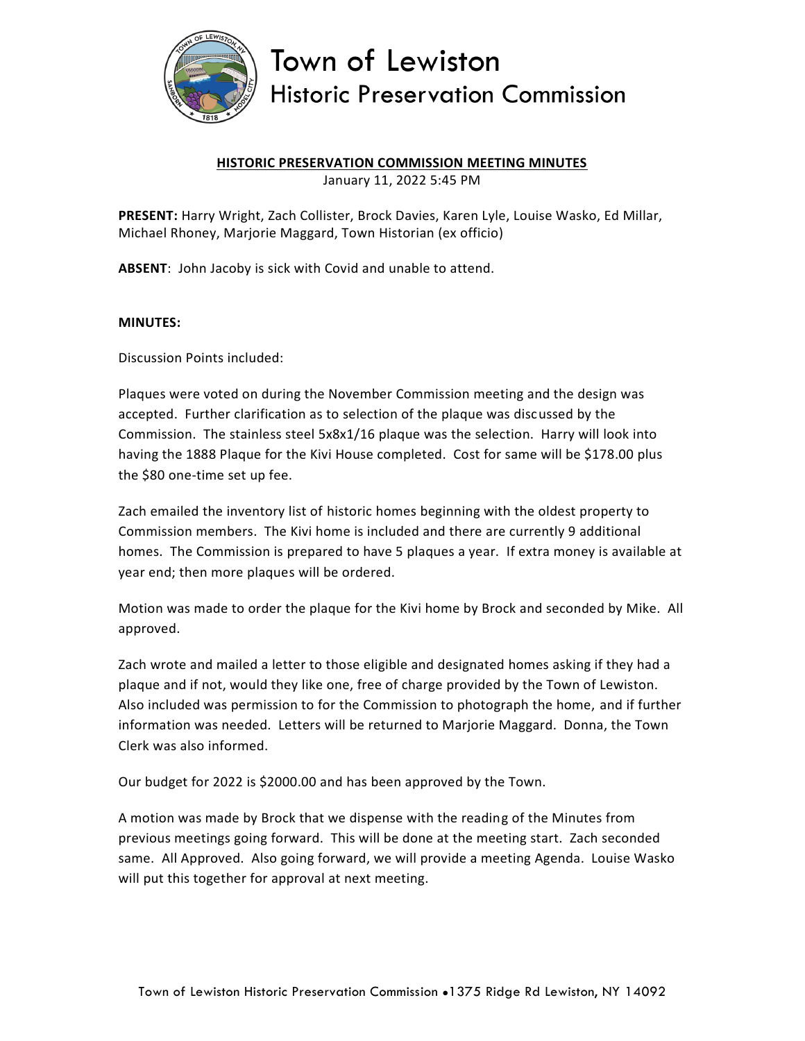# Town of Lewiston
## Historic Preservation Commission

**HISTORIC PRESERVATION COMMISSION MEETING MINUTES**

January 11, 2022 5:45 PM

**PRESENT:** Harry Wright, Zach Collister, Brock Davies, Karen Lyle, Louise Wasko, Ed Millar, Michael Rhoney, Marjorie Maggard, Town Historian (ex officio)

**ABSENT**: John Jacoby is sick with Covid and unable to attend.

**MINUTES:**

Discussion Points included:

Plaques were voted on during the November Commission meeting and the design was accepted. Further clarification as to selection of the plaque was discussed by the Commission. The stainless steel 5x8x1/16 plaque was the selection. Harry will look into having the 1888 Plaque for the Kivi House completed. Cost for same will be $178.00 plus the $80 one-time set up fee.

Zach emailed the inventory list of historic homes beginning with the oldest property to Commission members. The Kivi home is included and there are currently 9 additional homes. The Commission is prepared to have 5 plaques a year. If extra money is available at year end; then more plaques will be ordered.

Motion was made to order the plaque for the Kivi home by Brock and seconded by Mike. All approved.

Zach wrote and mailed a letter to those eligible and designated homes asking if they had a plaque and if not, would they like one, free of charge provided by the Town of Lewiston. Also included was permission to for the Commission to photograph the home, and if further information was needed. Letters will be returned to Marjorie Maggard. Donna, the Town Clerk was also informed.

Our budget for 2022 is $2000.00 and has been approved by the Town.

A motion was made by Brock that we dispense with the reading of the Minutes from previous meetings going forward. This will be done at the meeting start. Zach seconded same. All Approved. Also going forward, we will provide a meeting Agenda. Louise Wasko will put this together for approval at next meeting.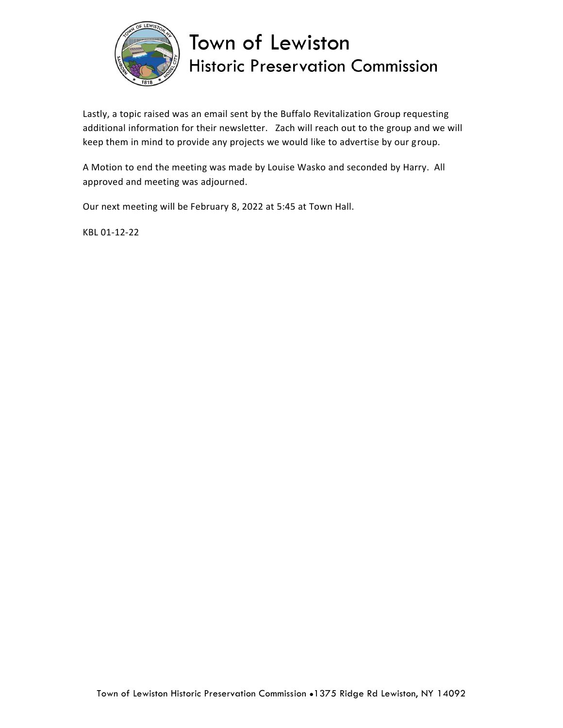Lastly, a topic raised was an email sent by the Buffalo Revitalization Group requesting additional information for their newsletter. Zach will reach out to the group and we will keep them in mind to provide any projects we would like to advertise by our group.

A Motion to end the meeting was made by Louise Wasko and seconded by Harry. All approved and meeting was adjourned.

Our next meeting will be February 8, 2022 at 5:45 at Town Hall.

KBL 01-12-22